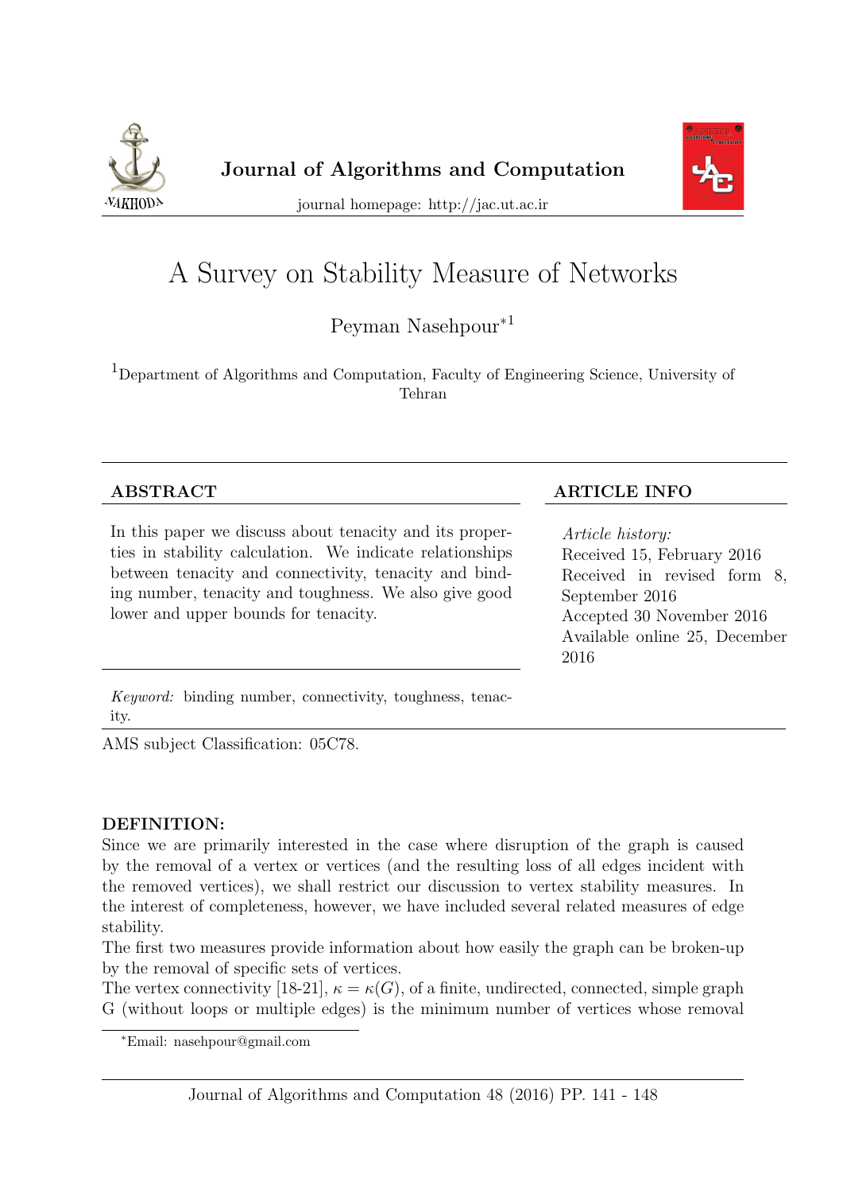# A Survey on Stability Measure of Networks

Peyman Nasehpour*[1]

[1]Department of Algorithms and Computation, Faculty of Engineering Science, University of Tehran

## ABSTRACT

In this paper we discuss about tenacity and its properties in stability calculation. We indicate relationships between tenacity and connectivity, tenacity and binding number, tenacity and toughness. We also give good lower and upper bounds for tenacity.

*Keyword:* binding number, connectivity, toughness, tenacity.

## ARTICLE INFO

*Article history:*
Received 15, February 2016
Received in revised form 8, September 2016
Accepted 30 November 2016
Available online 25, December 2016

AMS subject Classification: 05C78.

**DEFINITION:**

Since we are primarily interested in the case where disruption of the graph is caused by the removal of a vertex or vertices (and the resulting loss of all edges incident with the removed vertices), we shall restrict our discussion to vertex stability measures. In the interest of completeness, however, we have included several related measures of edge stability.

The first two measures provide information about how easily the graph can be broken-up by the removal of specific sets of vertices.

The vertex connectivity [18-21], $\kappa = \kappa(G)$, of a finite, undirected, connected, simple graph G (without loops or multiple edges) is the minimum number of vertices whose removal

*Email: nasehpour@gmail.com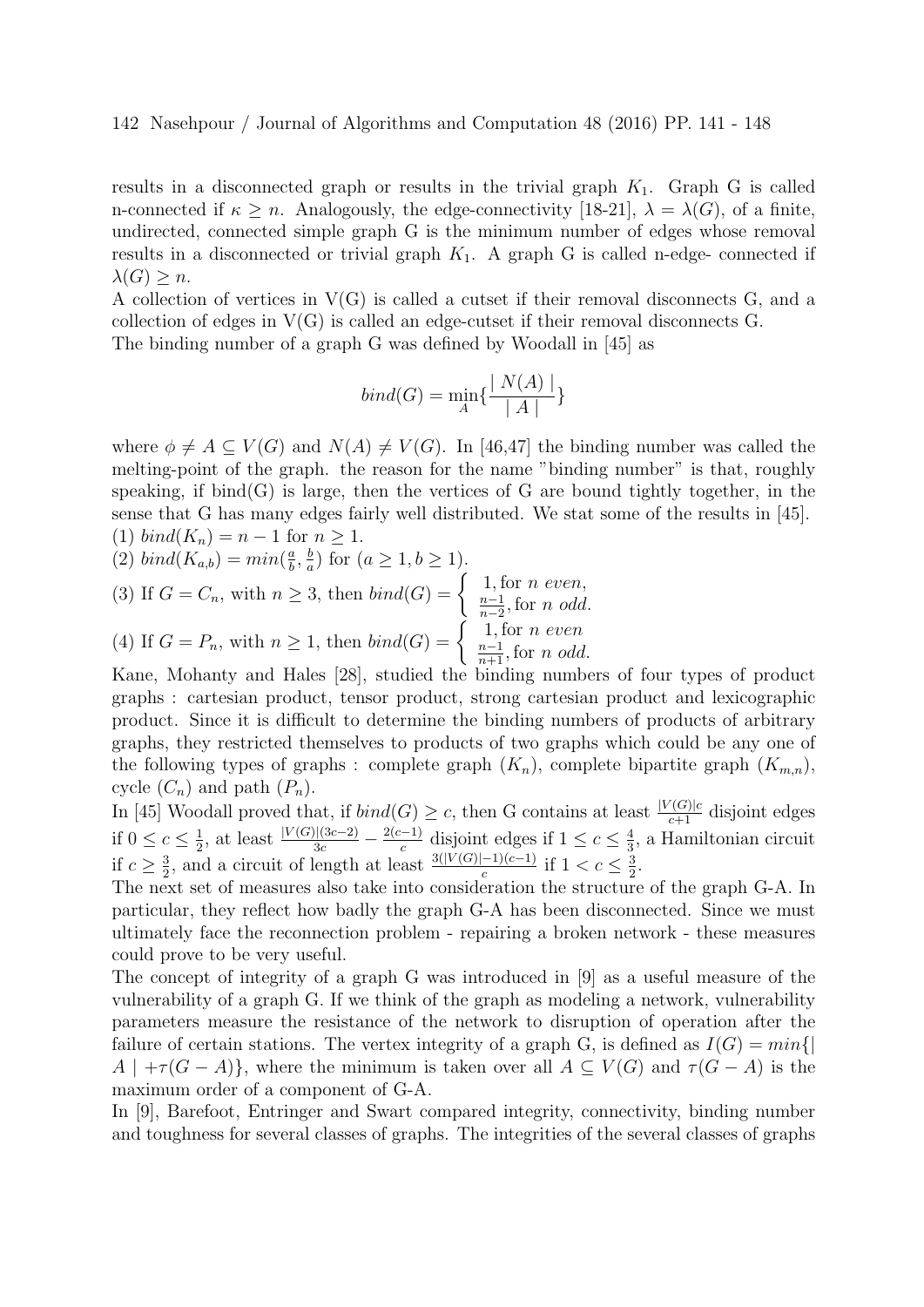results in a disconnected graph or results in the trivial graph $K_1$. Graph G is called n-connected if $\kappa \geq n$. Analogously, the edge-connectivity [18-21], $\lambda = \lambda(G)$, of a finite, undirected, connected simple graph G is the minimum number of edges whose removal results in a disconnected or trivial graph $K_1$. A graph G is called n-edge- connected if $\lambda(G) \geq n$.

A collection of vertices in V(G) is called a cutset if their removal disconnects G, and a collection of edges in V(G) is called an edge-cutset if their removal disconnects G.

The binding number of a graph G was defined by Woodall in [45] as

$$bind(G) = \min_{A}\{\frac{\mid N(A) \mid}{\mid A \mid}\}$$

where $\phi \neq A \subseteq V(G)$ and $N(A) \neq V(G)$. In [46,47] the binding number was called the melting-point of the graph. the reason for the name "binding number" is that, roughly speaking, if bind(G) is large, then the vertices of G are bound tightly together, in the sense that G has many edges fairly well distributed. We stat some of the results in [45].

(1) $bind(K_n) = n - 1$ for $n \geq 1$.

(2) $bind(K_{a,b}) = min(\frac{a}{b}, \frac{b}{a})$ for $(a \geq 1, b \geq 1)$.

(3) If $G = C_n$, with $n \geq 3$, then $bind(G) = \begin{cases} 1, \text{for } n \text{ } even, \\ \frac{n-1}{n-2}, \text{for } n \text{ } odd. \end{cases}$

(4) If $G = P_n$, with $n \geq 1$, then $bind(G) = \begin{cases} 1, \text{for } n \text{ } even \\ \frac{n-1}{n+1}, \text{for } n \text{ } odd. \end{cases}$

Kane, Mohanty and Hales [28], studied the binding numbers of four types of product graphs : cartesian product, tensor product, strong cartesian product and lexicographic product. Since it is difficult to determine the binding numbers of products of arbitrary graphs, they restricted themselves to products of two graphs which could be any one of the following types of graphs : complete graph $(K_n)$, complete bipartite graph $(K_{m,n})$, cycle $(C_n)$ and path $(P_n)$.

In [45] Woodall proved that, if $bind(G) \geq c$, then G contains at least $\frac{|V(G)|c}{c+1}$ disjoint edges if $0 \leq c \leq \frac{1}{2}$, at least $\frac{|V(G)|(3c-2)}{3c} - \frac{2(c-1)}{c}$ disjoint edges if $1 \leq c \leq \frac{4}{3}$, a Hamiltonian circuit if $c \geq \frac{3}{2}$, and a circuit of length at least $\frac{3(|V(G)|-1)(c-1)}{c}$ if $1 < c \leq \frac{3}{2}$.

The next set of measures also take into consideration the structure of the graph G-A. In particular, they reflect how badly the graph G-A has been disconnected. Since we must ultimately face the reconnection problem - repairing a broken network - these measures could prove to be very useful.

The concept of integrity of a graph G was introduced in [9] as a useful measure of the vulnerability of a graph G. If we think of the graph as modeling a network, vulnerability parameters measure the resistance of the network to disruption of operation after the failure of certain stations. The vertex integrity of a graph G, is defined as $I(G) = min\{| A | + \tau(G - A)\}$, where the minimum is taken over all $A \subseteq V(G)$ and $\tau(G - A)$ is the maximum order of a component of G-A.

In [9], Barefoot, Entringer and Swart compared integrity, connectivity, binding number and toughness for several classes of graphs. The integrities of the several classes of graphs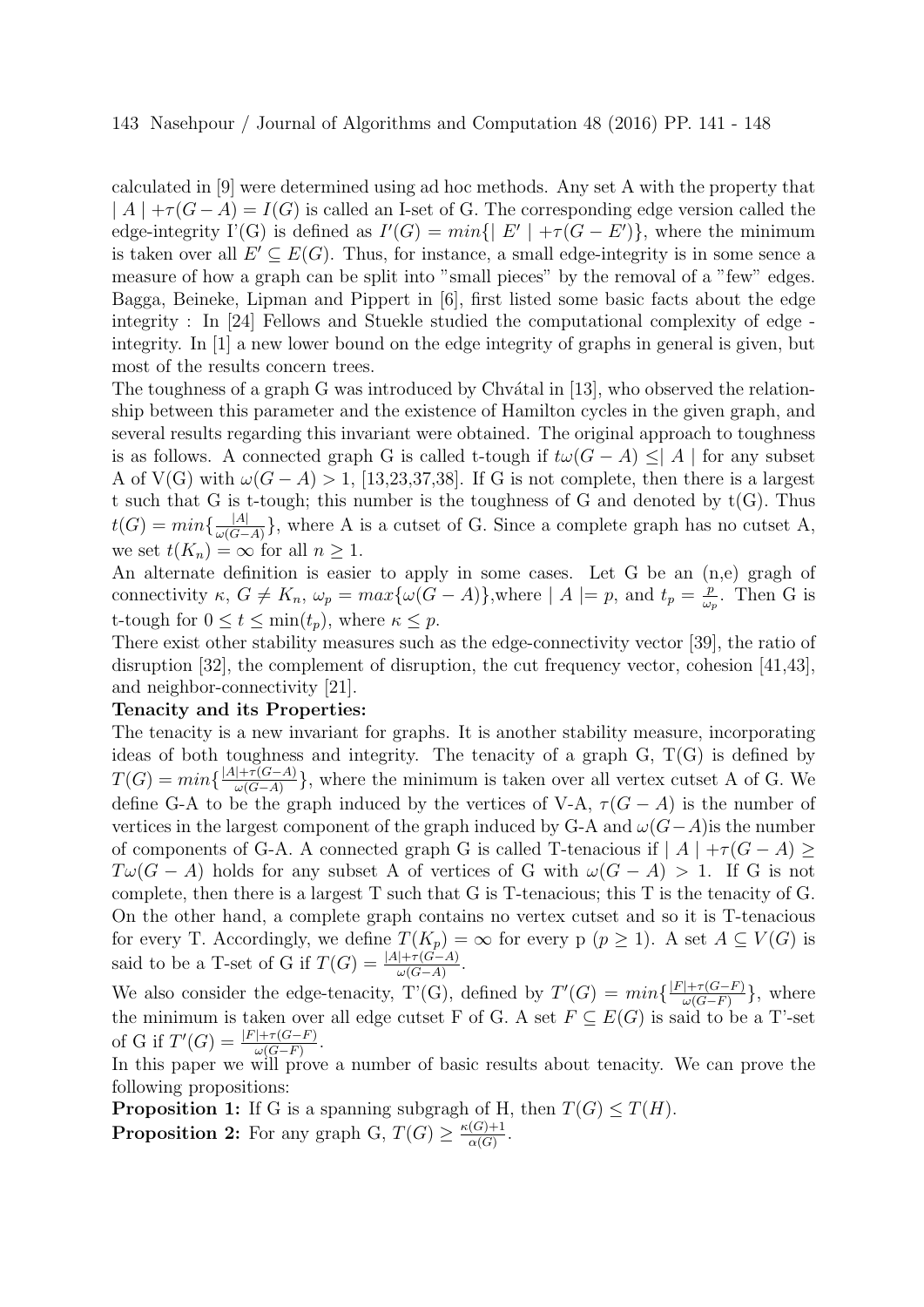calculated in [9] were determined using ad hoc methods. Any set A with the property that $\mid A \mid + \tau(G - A) = I(G)$ is called an I-set of G. The corresponding edge version called the edge-integrity I'(G) is defined as $I'(G) = min\{\mid E' \mid + \tau(G - E')\}$, where the minimum is taken over all $E' \subseteq E(G)$. Thus, for instance, a small edge-integrity is in some sence a measure of how a graph can be split into "small pieces" by the removal of a "few" edges. Bagga, Beineke, Lipman and Pippert in [6], first listed some basic facts about the edge integrity : In [24] Fellows and Stuekle studied the computational complexity of edge - integrity. In [1] a new lower bound on the edge integrity of graphs in general is given, but most of the results concern trees.

The toughness of a graph G was introduced by Chvátal in [13], who observed the relationship between this parameter and the existence of Hamilton cycles in the given graph, and several results regarding this invariant were obtained. The original approach to toughness is as follows. A connected graph G is called t-tough if $t\omega(G - A) \leq \mid A \mid$ for any subset A of V(G) with $\omega(G - A) > 1$, [13,23,37,38]. If G is not complete, then there is a largest t such that G is t-tough; this number is the toughness of G and denoted by t(G). Thus $t(G) = min\{\frac{|A|}{\omega(G-A)}\}$, where A is a cutset of G. Since a complete graph has no cutset A, we set $t(K_n) = \infty$ for all $n \geq 1$.

An alternate definition is easier to apply in some cases. Let G be an (n,e) gragh of connectivity $\kappa$, $G \neq K_n$, $\omega_p = max\{\omega(G - A)\}$,where $\mid A \mid = p$, and $t_p = \frac{p}{\omega_p}$. Then G is t-tough for $0 \leq t \leq \min(t_p)$, where $\kappa \leq p$.

There exist other stability measures such as the edge-connectivity vector [39], the ratio of disruption [32], the complement of disruption, the cut frequency vector, cohesion [41,43], and neighbor-connectivity [21].

**Tenacity and its Properties:**

The tenacity is a new invariant for graphs. It is another stability measure, incorporating ideas of both toughness and integrity. The tenacity of a graph G, T(G) is defined by $T(G) = min\{\frac{|A|+\tau(G-A)}{\omega(G-A)}\}$, where the minimum is taken over all vertex cutset A of G. We define G-A to be the graph induced by the vertices of V-A, $\tau(G - A)$ is the number of vertices in the largest component of the graph induced by G-A and $\omega(G-A)$is the number of components of G-A. A connected graph G is called T-tenacious if $\mid A \mid + \tau(G - A) \geq T\omega(G - A)$ holds for any subset A of vertices of G with $\omega(G - A) > 1$. If G is not complete, then there is a largest T such that G is T-tenacious; this T is the tenacity of G. On the other hand, a complete graph contains no vertex cutset and so it is T-tenacious for every T. Accordingly, we define $T(K_p) = \infty$ for every p $(p \geq 1)$. A set $A \subseteq V(G)$ is said to be a T-set of G if $T(G) = \frac{|A|+\tau(G-A)}{\omega(G-A)}$.

We also consider the edge-tenacity, T'(G), defined by $T'(G) = min\{\frac{|F|+\tau(G-F)}{\omega(G-F)}\}$, where the minimum is taken over all edge cutset F of G. A set $F \subseteq E(G)$ is said to be a T'-set of G if $T'(G) = \frac{|F|+\tau(G-F)}{\omega(G-F)}$.

In this paper we will prove a number of basic results about tenacity. We can prove the following propositions:

**Proposition 1:** If G is a spanning subgragh of H, then $T(G) \leq T(H)$.

**Proposition 2:** For any graph G, $T(G) \geq \frac{\kappa(G)+1}{\alpha(G)}$.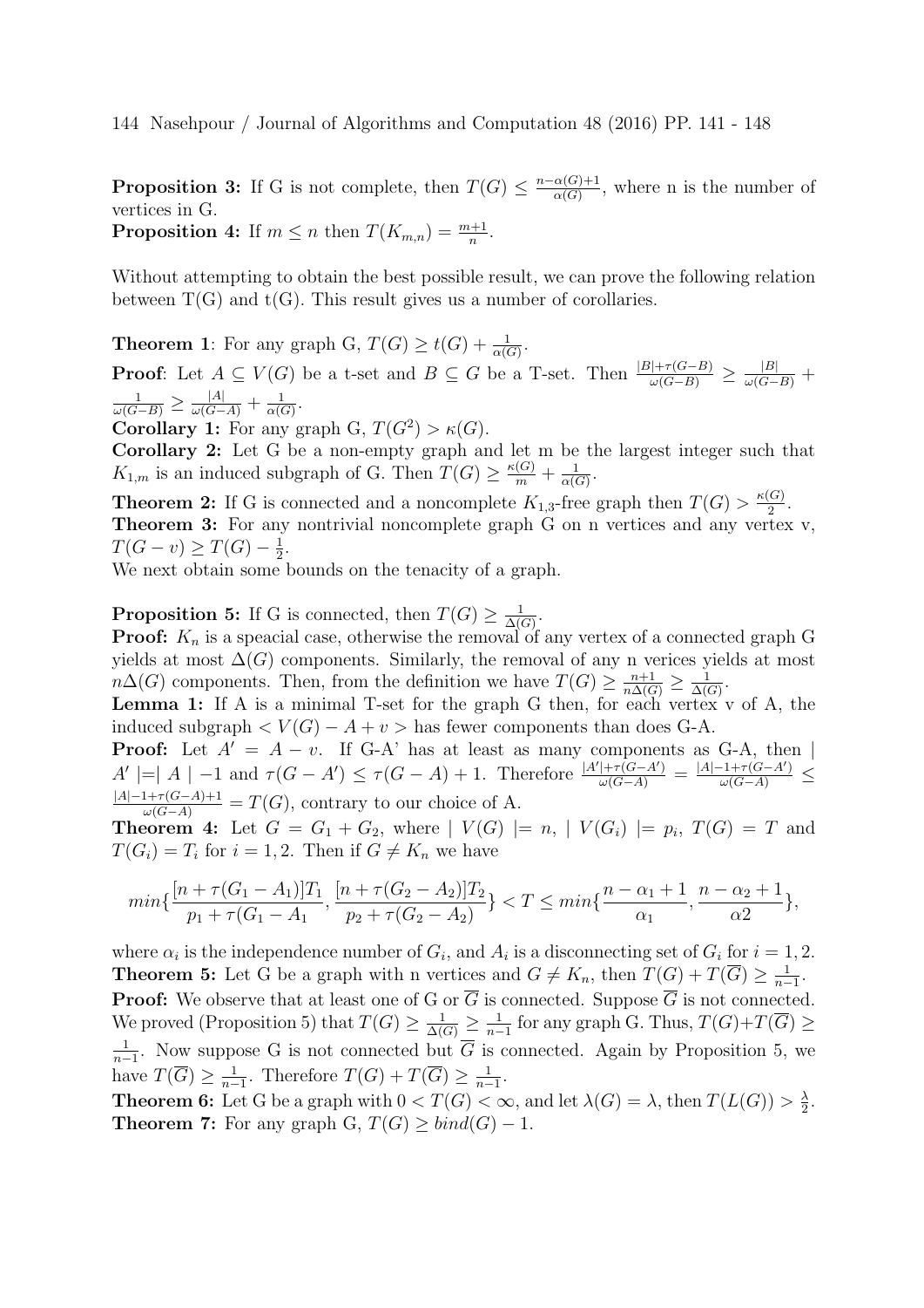**Proposition 3:** If G is not complete, then $T(G) \leq \frac{n-\alpha(G)+1}{\alpha(G)}$, where n is the number of vertices in G.
**Proposition 4:** If $m \leq n$ then $T(K_{m,n}) = \frac{m+1}{n}$.

Without attempting to obtain the best possible result, we can prove the following relation between T(G) and t(G). This result gives us a number of corollaries.

**Theorem 1**: For any graph G, $T(G) \geq t(G) + \frac{1}{\alpha(G)}$.
**Proof**: Let $A \subseteq V(G)$ be a t-set and $B \subseteq G$ be a T-set. Then $\frac{|B|+\tau(G-B)}{\omega(G-B)} \geq \frac{|B|}{\omega(G-B)} + \frac{1}{\omega(G-B)} \geq \frac{|A|}{\omega(G-A)} + \frac{1}{\alpha(G)}$.
**Corollary 1:** For any graph G, $T(G^2) > \kappa(G)$.
**Corollary 2:** Let G be a non-empty graph and let m be the largest integer such that $K_{1,m}$ is an induced subgraph of G. Then $T(G) \geq \frac{\kappa(G)}{m} + \frac{1}{\alpha(G)}$.
**Theorem 2:** If G is connected and a noncomplete $K_{1,3}$-free graph then $T(G) > \frac{\kappa(G)}{2}$.
**Theorem 3:** For any nontrivial noncomplete graph G on n vertices and any vertex v, $T(G-v) \geq T(G) - \frac{1}{2}$.
We next obtain some bounds on the tenacity of a graph.

**Proposition 5:** If G is connected, then $T(G) \geq \frac{1}{\Delta(G)}$.
**Proof:** $K_n$ is a speacial case, otherwise the removal of any vertex of a connected graph G yields at most $\Delta(G)$ components. Similarly, the removal of any n verices yields at most $n\Delta(G)$ components. Then, from the definition we have $T(G) \geq \frac{n+1}{n\Delta(G)} \geq \frac{1}{\Delta(G)}$.
**Lemma 1:** If A is a minimal T-set for the graph G then, for each vertex v of A, the induced subgraph $< V(G) - A + v >$ has fewer components than does G-A.
**Proof:** Let $A' = A - v$. If G-A' has at least as many components as G-A, then $| A' | = | A | - 1$ and $\tau(G - A') \leq \tau(G - A) + 1$. Therefore $\frac{|A'|+\tau(G-A')}{\omega(G-A)} = \frac{|A|-1+\tau(G-A')}{\omega(G-A)} \leq \frac{|A|-1+\tau(G-A)+1}{\omega(G-A)} = T(G)$, contrary to our choice of A.
**Theorem 4:** Let $G = G_1 + G_2$, where $| V(G) | = n$, $| V(G_i) | = p_i$, $T(G) = T$ and $T(G_i) = T_i$ for $i = 1, 2$. Then if $G \neq K_n$ we have

$$min\{\frac{[n+\tau(G_1-A_1)]T_1}{p_1+\tau(G_1-A_1}, \frac{[n+\tau(G_2-A_2)]T_2}{p_2+\tau(G_2-A_2)}\} < T \leq min\{\frac{n-\alpha_1+1}{\alpha_1}, \frac{n-\alpha_2+1}{\alpha 2}\},$$

where $\alpha_i$ is the independence number of $G_i$, and $A_i$ is a disconnecting set of $G_i$ for $i = 1, 2$.
**Theorem 5:** Let G be a graph with n vertices and $G \neq K_n$, then $T(G) + T(\overline{G}) \geq \frac{1}{n-1}$.
**Proof:** We observe that at least one of G or $\overline{G}$ is connected. Suppose $\overline{G}$ is not connected. We proved (Proposition 5) that $T(G) \geq \frac{1}{\Delta(G)} \geq \frac{1}{n-1}$ for any graph G. Thus, $T(G)+T(\overline{G}) \geq \frac{1}{n-1}$. Now suppose G is not connected but $\overline{G}$ is connected. Again by Proposition 5, we have $T(\overline{G}) \geq \frac{1}{n-1}$. Therefore $T(G) + T(\overline{G}) \geq \frac{1}{n-1}$.
**Theorem 6:** Let G be a graph with $0 < T(G) < \infty$, and let $\lambda(G) = \lambda$, then $T(L(G)) > \frac{\lambda}{2}$.
**Theorem 7:** For any graph G, $T(G) \geq bind(G) - 1$.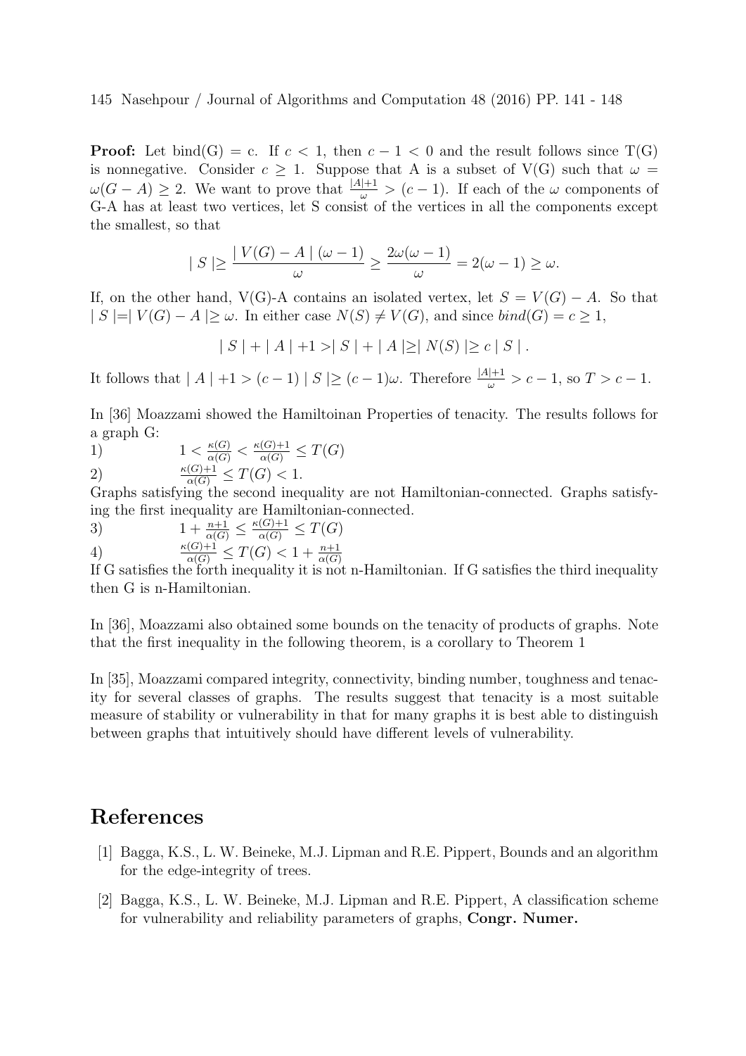**Proof:** Let bind(G) = c. If $c < 1$, then $c - 1 < 0$ and the result follows since T(G) is nonnegative. Consider $c \geq 1$. Suppose that A is a subset of V(G) such that $\omega = \omega(G - A) \geq 2$. We want to prove that $\frac{|A|+1}{\omega} > (c-1)$. If each of the $\omega$ components of G-A has at least two vertices, let S consist of the vertices in all the components except the smallest, so that

$$| S | \geq \frac{| V(G) - A | (\omega - 1)}{\omega} \geq \frac{2\omega(\omega - 1)}{\omega} = 2(\omega - 1) \geq \omega.$$

If, on the other hand, V(G)-A contains an isolated vertex, let $S = V(G) - A$. So that $| S | = | V(G) - A | \geq \omega$. In either case $N(S) \neq V(G)$, and since $bind(G) = c \geq 1$,

$$| S | + | A | + 1 > | S | + | A | \geq | N(S) | \geq c | S | .$$

It follows that $| A | + 1 > (c-1) | S | \geq (c-1)\omega$. Therefore $\frac{|A|+1}{\omega} > c - 1$, so $T > c - 1$.

In [36] Moazzami showed the Hamiltoinan Properties of tenacity. The results follows for a graph G:

1) $1 < \frac{\kappa(G)}{\alpha(G)} < \frac{\kappa(G)+1}{\alpha(G)} \leq T(G)$

2) $\frac{\kappa(G)+1}{\alpha(G)} \leq T(G) < 1.$

Graphs satisfying the second inequality are not Hamiltonian-connected. Graphs satisfying the first inequality are Hamiltonian-connected.

3) $1 + \frac{n+1}{\alpha(G)} \leq \frac{\kappa(G)+1}{\alpha(G)} \leq T(G)$

4) $\frac{\kappa(G)+1}{\alpha(G)} \leq T(G) < 1 + \frac{n+1}{\alpha(G)}$

If G satisfies the forth inequality it is not n-Hamiltonian. If G satisfies the third inequality then G is n-Hamiltonian.

In [36], Moazzami also obtained some bounds on the tenacity of products of graphs. Note that the first inequality in the following theorem, is a corollary to Theorem 1

In [35], Moazzami compared integrity, connectivity, binding number, toughness and tenacity for several classes of graphs. The results suggest that tenacity is a most suitable measure of stability or vulnerability in that for many graphs it is best able to distinguish between graphs that intuitively should have different levels of vulnerability.

# References

[1] Bagga, K.S., L. W. Beineke, M.J. Lipman and R.E. Pippert, Bounds and an algorithm for the edge-integrity of trees.

[2] Bagga, K.S., L. W. Beineke, M.J. Lipman and R.E. Pippert, A classification scheme for vulnerability and reliability parameters of graphs, **Congr. Numer.**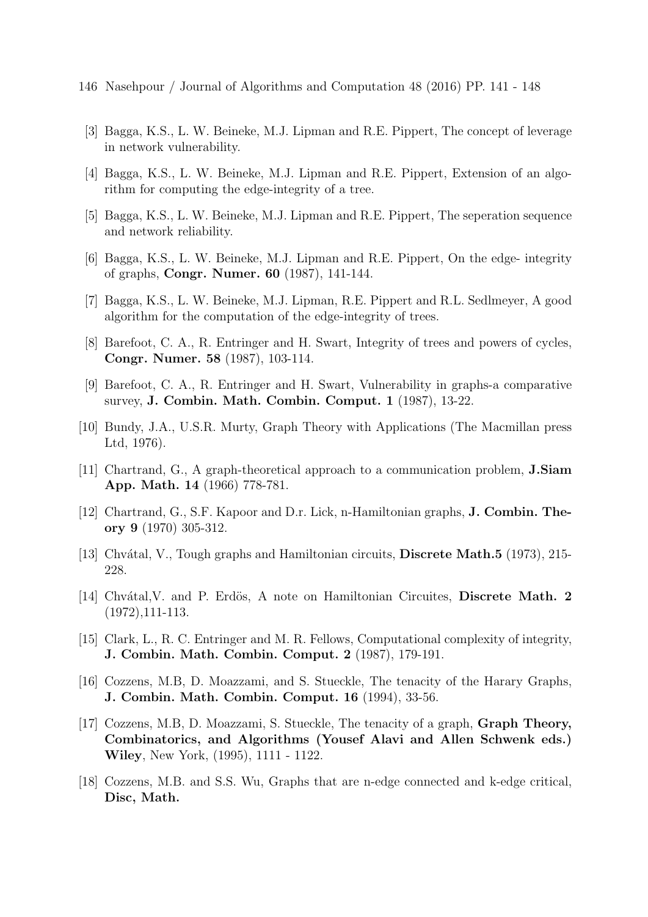[3] Bagga, K.S., L. W. Beineke, M.J. Lipman and R.E. Pippert, The concept of leverage in network vulnerability.

[4] Bagga, K.S., L. W. Beineke, M.J. Lipman and R.E. Pippert, Extension of an algorithm for computing the edge-integrity of a tree.

[5] Bagga, K.S., L. W. Beineke, M.J. Lipman and R.E. Pippert, The seperation sequence and network reliability.

[6] Bagga, K.S., L. W. Beineke, M.J. Lipman and R.E. Pippert, On the edge- integrity of graphs, **Congr. Numer. 60** (1987), 141-144.

[7] Bagga, K.S., L. W. Beineke, M.J. Lipman, R.E. Pippert and R.L. Sedlmeyer, A good algorithm for the computation of the edge-integrity of trees.

[8] Barefoot, C. A., R. Entringer and H. Swart, Integrity of trees and powers of cycles, **Congr. Numer. 58** (1987), 103-114.

[9] Barefoot, C. A., R. Entringer and H. Swart, Vulnerability in graphs-a comparative survey, **J. Combin. Math. Combin. Comput. 1** (1987), 13-22.

[10] Bundy, J.A., U.S.R. Murty, Graph Theory with Applications (The Macmillan press Ltd, 1976).

[11] Chartrand, G., A graph-theoretical approach to a communication problem, **J.Siam App. Math. 14** (1966) 778-781.

[12] Chartrand, G., S.F. Kapoor and D.r. Lick, n-Hamiltonian graphs, **J. Combin. Theory 9** (1970) 305-312.

[13] Chvátal, V., Tough graphs and Hamiltonian circuits, **Discrete Math.5** (1973), 215-228.

[14] Chvátal,V. and P. Erdös, A note on Hamiltonian Circuites, **Discrete Math. 2** (1972),111-113.

[15] Clark, L., R. C. Entringer and M. R. Fellows, Computational complexity of integrity, **J. Combin. Math. Combin. Comput. 2** (1987), 179-191.

[16] Cozzens, M.B, D. Moazzami, and S. Stueckle, The tenacity of the Harary Graphs, **J. Combin. Math. Combin. Comput. 16** (1994), 33-56.

[17] Cozzens, M.B, D. Moazzami, S. Stueckle, The tenacity of a graph, **Graph Theory, Combinatorics, and Algorithms (Yousef Alavi and Allen Schwenk eds.) Wiley**, New York, (1995), 1111 - 1122.

[18] Cozzens, M.B. and S.S. Wu, Graphs that are n-edge connected and k-edge critical, **Disc, Math.**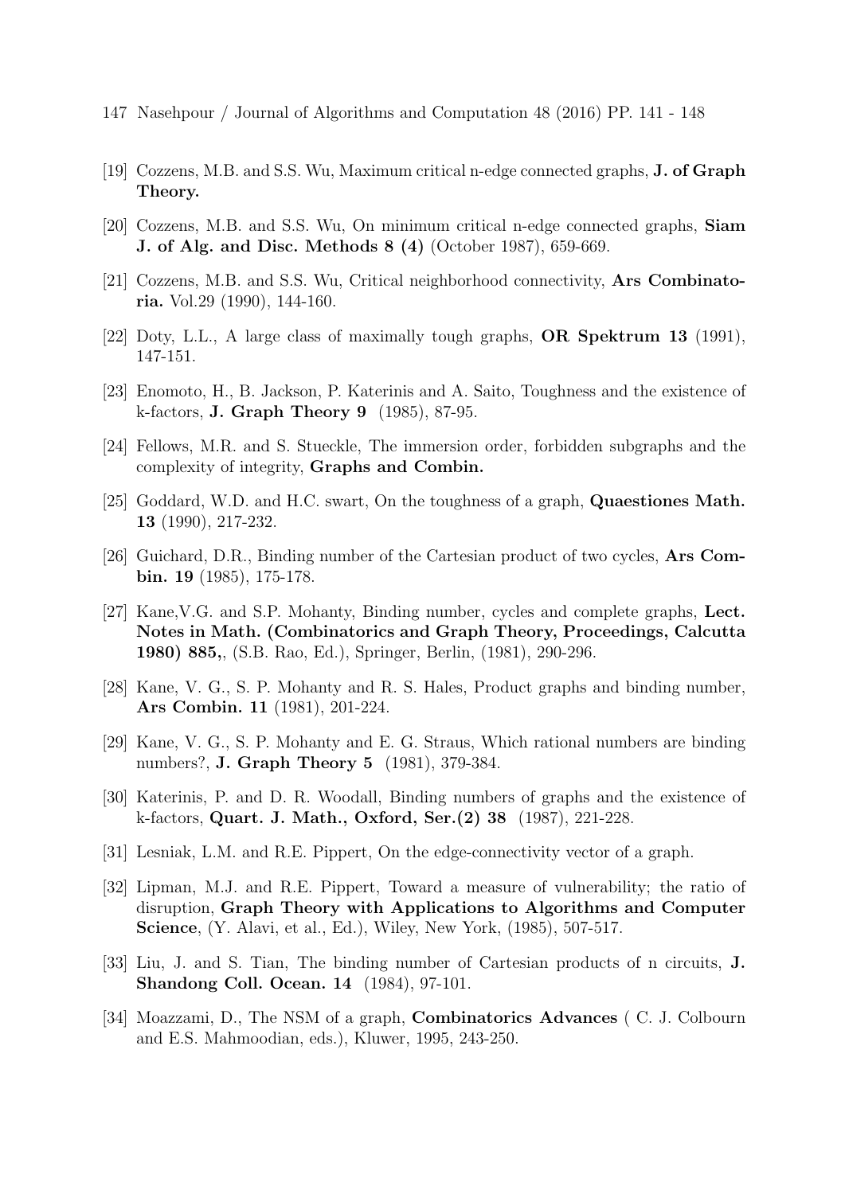[19] Cozzens, M.B. and S.S. Wu, Maximum critical n-edge connected graphs, **J. of Graph Theory.**

[20] Cozzens, M.B. and S.S. Wu, On minimum critical n-edge connected graphs, **Siam J. of Alg. and Disc. Methods 8 (4)** (October 1987), 659-669.

[21] Cozzens, M.B. and S.S. Wu, Critical neighborhood connectivity, **Ars Combinatoria.** Vol.29 (1990), 144-160.

[22] Doty, L.L., A large class of maximally tough graphs, **OR Spektrum 13** (1991), 147-151.

[23] Enomoto, H., B. Jackson, P. Katerinis and A. Saito, Toughness and the existence of k-factors, **J. Graph Theory 9** (1985), 87-95.

[24] Fellows, M.R. and S. Stueckle, The immersion order, forbidden subgraphs and the complexity of integrity, **Graphs and Combin.**

[25] Goddard, W.D. and H.C. swart, On the toughness of a graph, **Quaestiones Math. 13** (1990), 217-232.

[26] Guichard, D.R., Binding number of the Cartesian product of two cycles, **Ars Combin. 19** (1985), 175-178.

[27] Kane,V.G. and S.P. Mohanty, Binding number, cycles and complete graphs, **Lect. Notes in Math. (Combinatorics and Graph Theory, Proceedings, Calcutta 1980) 885,**, (S.B. Rao, Ed.), Springer, Berlin, (1981), 290-296.

[28] Kane, V. G., S. P. Mohanty and R. S. Hales, Product graphs and binding number, **Ars Combin. 11** (1981), 201-224.

[29] Kane, V. G., S. P. Mohanty and E. G. Straus, Which rational numbers are binding numbers?, **J. Graph Theory 5** (1981), 379-384.

[30] Katerinis, P. and D. R. Woodall, Binding numbers of graphs and the existence of k-factors, **Quart. J. Math., Oxford, Ser.(2) 38** (1987), 221-228.

[31] Lesniak, L.M. and R.E. Pippert, On the edge-connectivity vector of a graph.

[32] Lipman, M.J. and R.E. Pippert, Toward a measure of vulnerability; the ratio of disruption, **Graph Theory with Applications to Algorithms and Computer Science**, (Y. Alavi, et al., Ed.), Wiley, New York, (1985), 507-517.

[33] Liu, J. and S. Tian, The binding number of Cartesian products of n circuits, **J. Shandong Coll. Ocean. 14** (1984), 97-101.

[34] Moazzami, D., The NSM of a graph, **Combinatorics Advances** ( C. J. Colbourn and E.S. Mahmoodian, eds.), Kluwer, 1995, 243-250.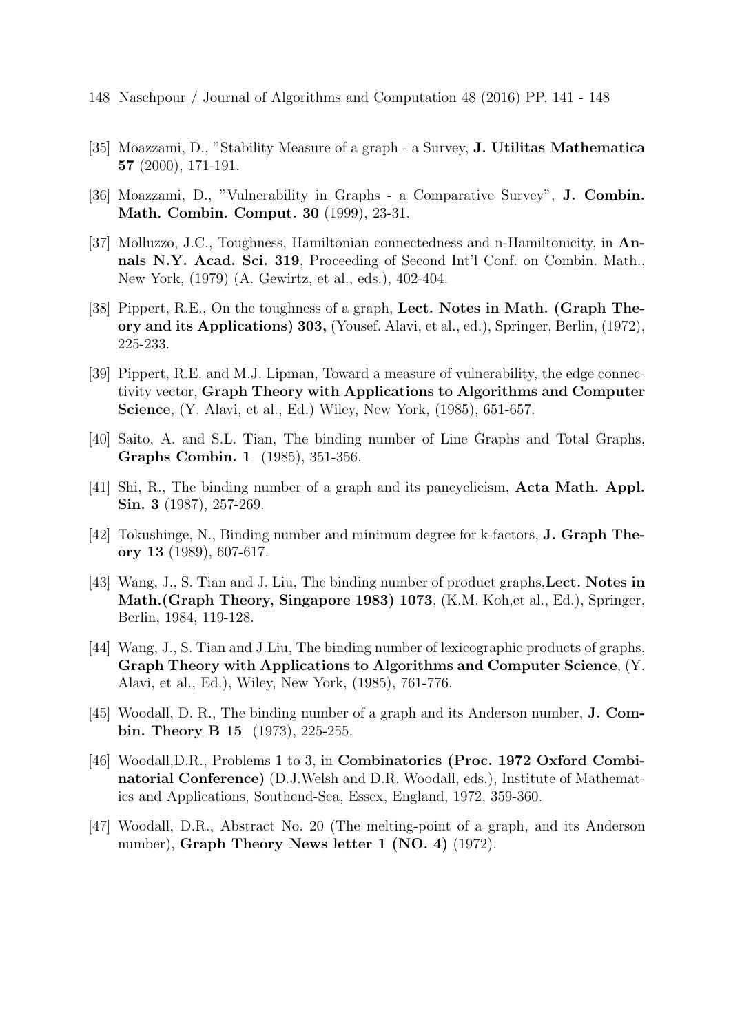[35] Moazzami, D., "Stability Measure of a graph - a Survey, **J. Utilitas Mathematica 57** (2000), 171-191.

[36] Moazzami, D., "Vulnerability in Graphs - a Comparative Survey", **J. Combin. Math. Combin. Comput. 30** (1999), 23-31.

[37] Molluzzo, J.C., Toughness, Hamiltonian connectedness and n-Hamiltonicity, in **Annals N.Y. Acad. Sci. 319**, Proceeding of Second Int'l Conf. on Combin. Math., New York, (1979) (A. Gewirtz, et al., eds.), 402-404.

[38] Pippert, R.E., On the toughness of a graph, **Lect. Notes in Math. (Graph Theory and its Applications) 303,** (Yousef. Alavi, et al., ed.), Springer, Berlin, (1972), 225-233.

[39] Pippert, R.E. and M.J. Lipman, Toward a measure of vulnerability, the edge connectivity vector, **Graph Theory with Applications to Algorithms and Computer Science**, (Y. Alavi, et al., Ed.) Wiley, New York, (1985), 651-657.

[40] Saito, A. and S.L. Tian, The binding number of Line Graphs and Total Graphs, **Graphs Combin. 1** (1985), 351-356.

[41] Shi, R., The binding number of a graph and its pancyclicism, **Acta Math. Appl. Sin. 3** (1987), 257-269.

[42] Tokushinge, N., Binding number and minimum degree for k-factors, **J. Graph Theory 13** (1989), 607-617.

[43] Wang, J., S. Tian and J. Liu, The binding number of product graphs,**Lect. Notes in Math.(Graph Theory, Singapore 1983) 1073**, (K.M. Koh,et al., Ed.), Springer, Berlin, 1984, 119-128.

[44] Wang, J., S. Tian and J.Liu, The binding number of lexicographic products of graphs, **Graph Theory with Applications to Algorithms and Computer Science**, (Y. Alavi, et al., Ed.), Wiley, New York, (1985), 761-776.

[45] Woodall, D. R., The binding number of a graph and its Anderson number, **J. Combin. Theory B 15** (1973), 225-255.

[46] Woodall,D.R., Problems 1 to 3, in **Combinatorics (Proc. 1972 Oxford Combinatorial Conference)** (D.J.Welsh and D.R. Woodall, eds.), Institute of Mathematics and Applications, Southend-Sea, Essex, England, 1972, 359-360.

[47] Woodall, D.R., Abstract No. 20 (The melting-point of a graph, and its Anderson number), **Graph Theory News letter 1 (NO. 4)** (1972).